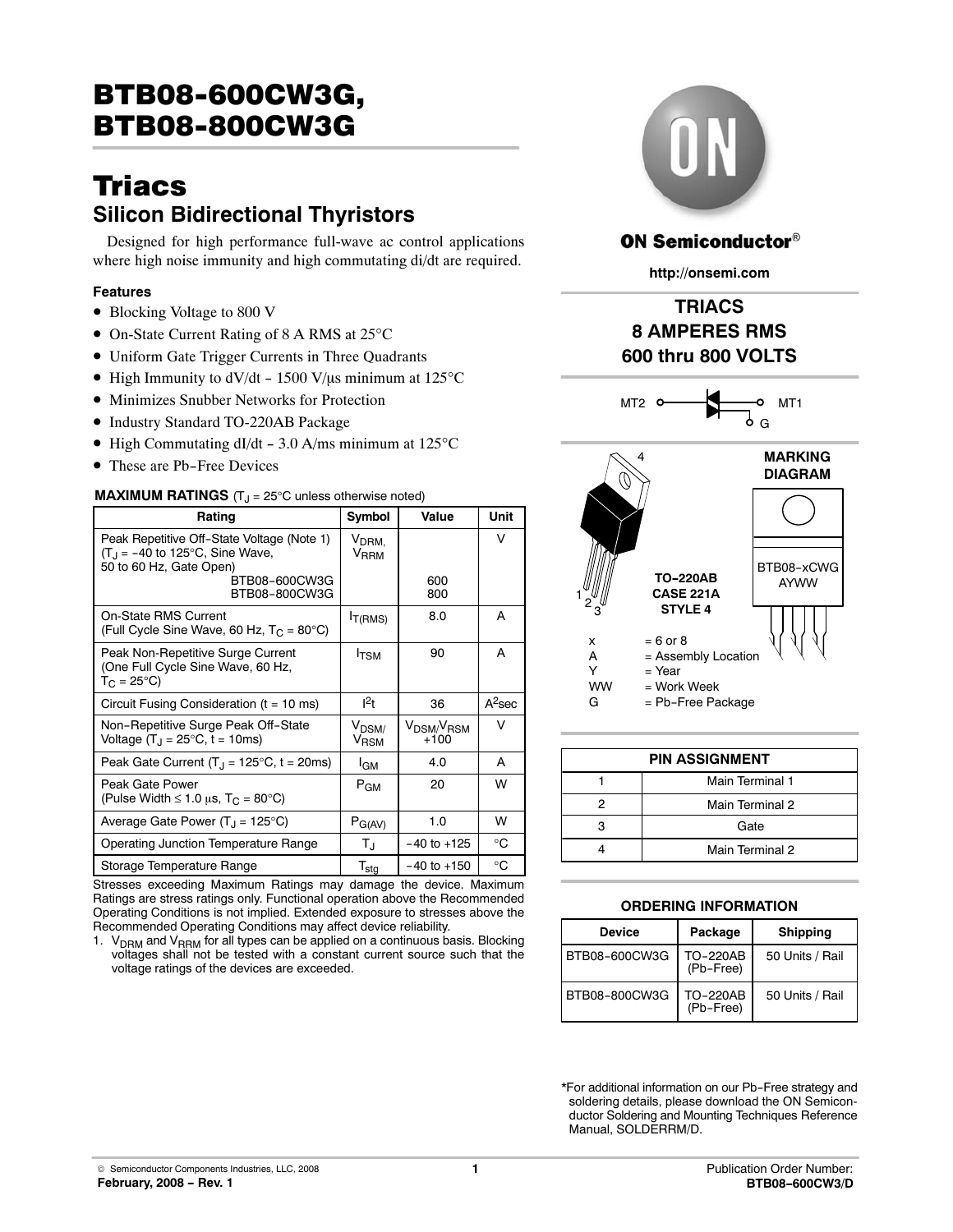# BTB08-600CW3G, BTB08-800CW3G

# Triacs

## Silicon Bidirectional Thyristors

Designed for high performance full-wave ac control applications where high noise immunity and high commutating di/dt are required.

### Features

- Blocking Voltage to 800 V
- On-State Current Rating of 8 A RMS at 25°C
- Uniform Gate Trigger Currents in Three Quadrants
- High Immunity to dV/dt − 1500 V/μs minimum at 125°C
- Minimizes Snubber Networks for Protection
- Industry Standard TO-220AB Package
- High Commutating dI/dt − 3.0 A/ms minimum at 125°C
- These are Pb−Free Devices

**MAXIMUM RATINGS** ($T_J$ = 25°C unless otherwise noted)

| Rating | Symbol | Value | Unit |
|---|---|---|---|
| Peak Repetitive Off-State Voltage (Note 1) ($T_J$ = −40 to 125°C, Sine Wave, 50 to 60 Hz, Gate Open) BTB08−600CW3G / BTB08−800CW3G | $V_{DRM}$, $V_{RRM}$ | 600 / 800 | V |
| On-State RMS Current (Full Cycle Sine Wave, 60 Hz, $T_C$ = 80°C) | $I_{T(RMS)}$ | 8.0 | A |
| Peak Non-Repetitive Surge Current (One Full Cycle Sine Wave, 60 Hz, $T_C$ = 25°C) | $I_{TSM}$ | 90 | A |
| Circuit Fusing Consideration (t = 10 ms) | $I^2t$ | 36 | $A^2$sec |
| Non−Repetitive Surge Peak Off−State Voltage ($T_J$ = 25°C, t = 10ms) | $V_{DSM}$/ $V_{RSM}$ | $V_{DSM}$/$V_{RSM}$ +100 | V |
| Peak Gate Current ($T_J$ = 125°C, t = 20ms) | $I_{GM}$ | 4.0 | A |
| Peak Gate Power (Pulse Width ≤ 1.0 μs, $T_C$ = 80°C) | $P_{GM}$ | 20 | W |
| Average Gate Power ($T_J$ = 125°C) | $P_{G(AV)}$ | 1.0 | W |
| Operating Junction Temperature Range | $T_J$ | −40 to +125 | °C |
| Storage Temperature Range | $T_{stg}$ | −40 to +150 | °C |

Stresses exceeding Maximum Ratings may damage the device. Maximum Ratings are stress ratings only. Functional operation above the Recommended Operating Conditions is not implied. Extended exposure to stresses above the Recommended Operating Conditions may affect device reliability.

1. $V_{DRM}$ and $V_{RRM}$ for all types can be applied on a continuous basis. Blocking voltages shall not be tested with a constant current source such that the voltage ratings of the devices are exceeded.

ON Semiconductor®

http://onsemi.com

**TRIACS**
**8 AMPERES RMS**
**600 thru 800 VOLTS**

MT2 — MT1, G

TO−220AB
CASE 221A
STYLE 4

**MARKING DIAGRAM**

BTB08−xCWG
AYWW

x = 6 or 8
A = Assembly Location
Y = Year
WW = Work Week
G = Pb−Free Package

| PIN ASSIGNMENT | |
|---|---|
| 1 | Main Terminal 1 |
| 2 | Main Terminal 2 |
| 3 | Gate |
| 4 | Main Terminal 2 |

**ORDERING INFORMATION**

| Device | Package | Shipping |
|---|---|---|
| BTB08−600CW3G | TO−220AB (Pb−Free) | 50 Units / Rail |
| BTB08−800CW3G | TO−220AB (Pb−Free) | 50 Units / Rail |

*For additional information on our Pb−Free strategy and soldering details, please download the ON Semiconductor Soldering and Mounting Techniques Reference Manual, SOLDERRM/D.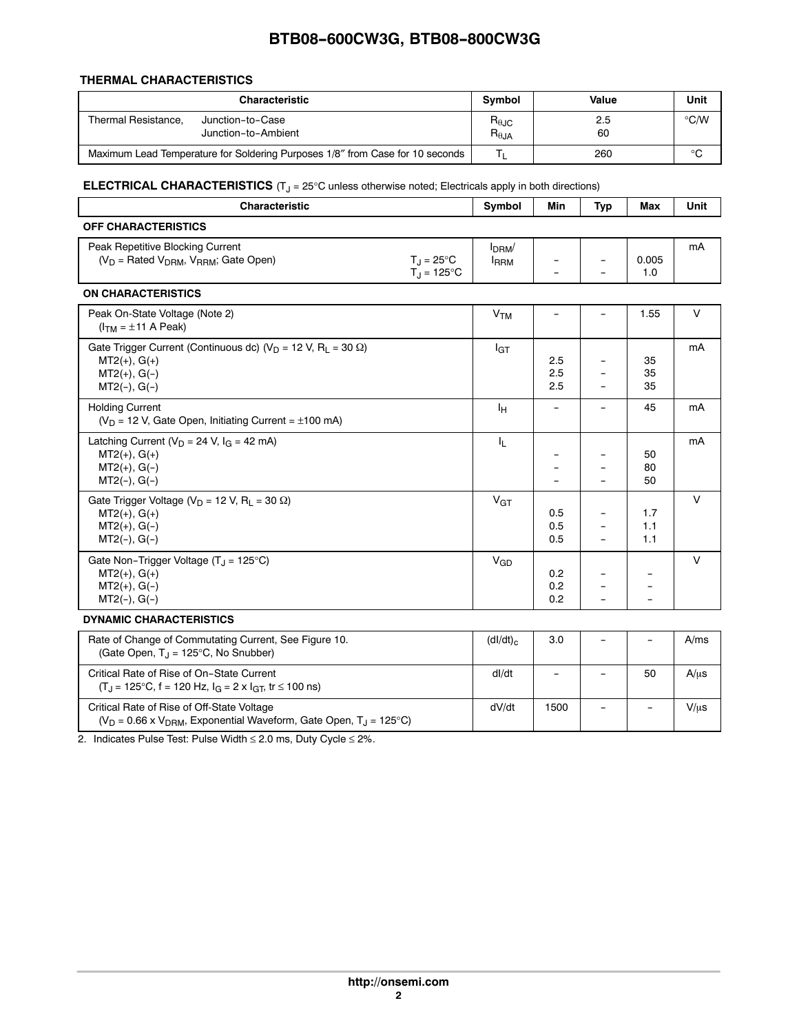### THERMAL CHARACTERISTICS

| Characteristic | Symbol | Value | Unit |
|---|---|---|---|
| Thermal Resistance, Junction−to−Case<br>Junction−to−Ambient | $R_{\theta JC}$<br>$R_{\theta JA}$ | 2.5<br>60 | °C/W |
| Maximum Lead Temperature for Soldering Purposes 1/8″ from Case for 10 seconds | $T_L$ | 260 | °C |

### ELECTRICAL CHARACTERISTICS ($T_J$ = 25°C unless otherwise noted; Electricals apply in both directions)

| Characteristic | Symbol | Min | Typ | Max | Unit |
|---|---|---|---|---|---|
| **OFF CHARACTERISTICS** | | | | | |
| Peak Repetitive Blocking Current<br>($V_D$ = Rated $V_{DRM}$, $V_{RRM}$; Gate Open) $T_J$ = 25°C<br>$T_J$ = 125°C | $I_{DRM}$/<br>$I_{RRM}$ | –<br>– | –<br>– | 0.005<br>1.0 | mA |
| **ON CHARACTERISTICS** | | | | | |
| Peak On-State Voltage (Note 2)<br>($I_{TM}$ = ±11 A Peak) | $V_{TM}$ | – | – | 1.55 | V |
| Gate Trigger Current (Continuous dc) ($V_D$ = 12 V, $R_L$ = 30 Ω)<br>MT2(+), G(+)<br>MT2(+), G(−)<br>MT2(−), G(−) | $I_{GT}$ | <br>2.5<br>2.5<br>2.5 | <br>–<br>–<br>– | <br>35<br>35<br>35 | mA |
| Holding Current<br>($V_D$ = 12 V, Gate Open, Initiating Current = ±100 mA) | $I_H$ | – | – | 45 | mA |
| Latching Current ($V_D$ = 24 V, $I_G$ = 42 mA)<br>MT2(+), G(+)<br>MT2(+), G(−)<br>MT2(−), G(−) | $I_L$ | <br>–<br>–<br>– | <br>–<br>–<br>– | <br>50<br>80<br>50 | mA |
| Gate Trigger Voltage ($V_D$ = 12 V, $R_L$ = 30 Ω)<br>MT2(+), G(+)<br>MT2(+), G(−)<br>MT2(−), G(−) | $V_{GT}$ | <br>0.5<br>0.5<br>0.5 | <br>–<br>–<br>– | <br>1.7<br>1.1<br>1.1 | V |
| Gate Non−Trigger Voltage ($T_J$ = 125°C)<br>MT2(+), G(+)<br>MT2(+), G(−)<br>MT2(−), G(−) | $V_{GD}$ | <br>0.2<br>0.2<br>0.2 | <br>–<br>–<br>– | <br>–<br>–<br>– | V |
| **DYNAMIC CHARACTERISTICS** | | | | | |
| Rate of Change of Commutating Current, See Figure 10.<br>(Gate Open, $T_J$ = 125°C, No Snubber) | $(dI/dt)_c$ | 3.0 | – | – | A/ms |
| Critical Rate of Rise of On−State Current<br>($T_J$ = 125°C, f = 120 Hz, $I_G$ = 2 x $I_{GT}$, tr ≤ 100 ns) | dI/dt | – | – | 50 | A/μs |
| Critical Rate of Rise of Off-State Voltage<br>($V_D$ = 0.66 x $V_{DRM}$, Exponential Waveform, Gate Open, $T_J$ = 125°C) | dV/dt | 1500 | – | – | V/μs |

2. Indicates Pulse Test: Pulse Width ≤ 2.0 ms, Duty Cycle ≤ 2%.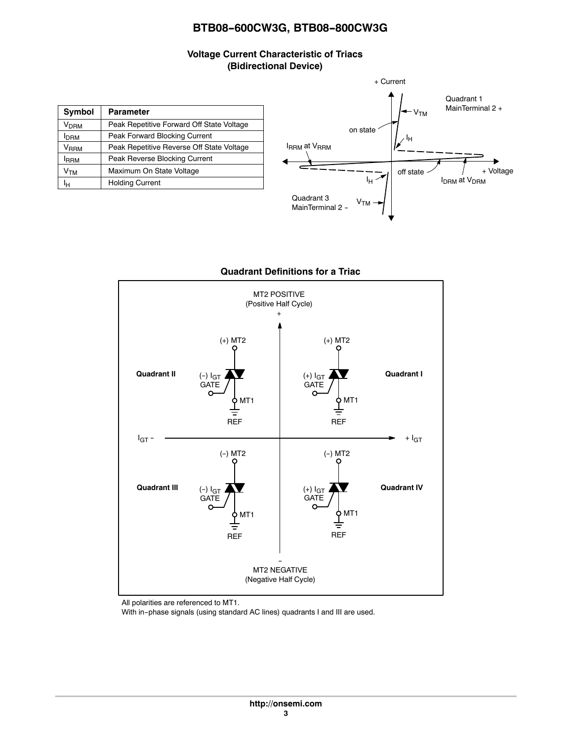### Voltage Current Characteristic of Triacs (Bidirectional Device)

| Symbol | Parameter |
|---|---|
| $V_{DRM}$ | Peak Repetitive Forward Off State Voltage |
| $I_{DRM}$ | Peak Forward Blocking Current |
| $V_{RRM}$ | Peak Repetitive Reverse Off State Voltage |
| $I_{RRM}$ | Peak Reverse Blocking Current |
| $V_{TM}$ | Maximum On State Voltage |
| $I_H$ | Holding Current |

### Quadrant Definitions for a Triac

All polarities are referenced to MT1.

With in−phase signals (using standard AC lines) quadrants I and III are used.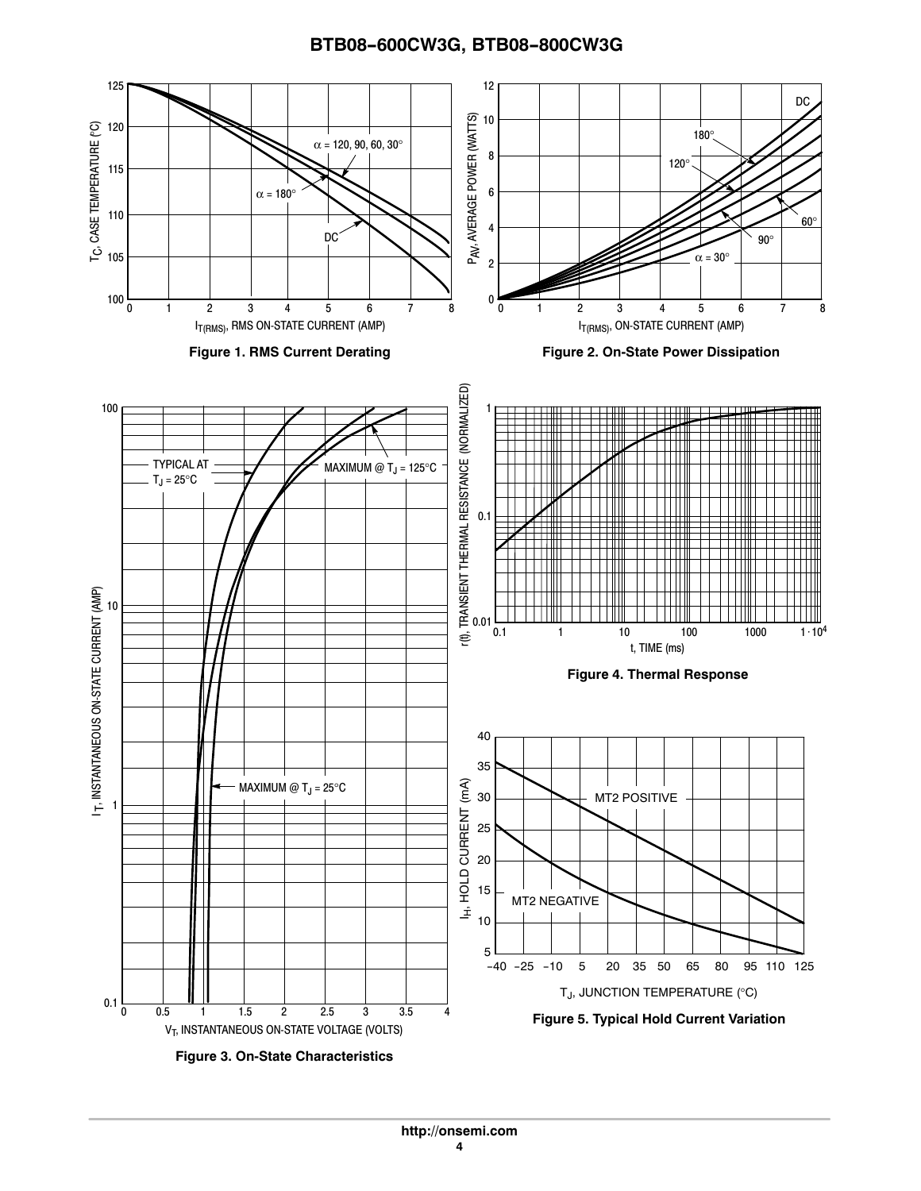Figure 1. RMS Current Derating

Figure 2. On-State Power Dissipation

Figure 3. On-State Characteristics

Figure 4. Thermal Response

Figure 5. Typical Hold Current Variation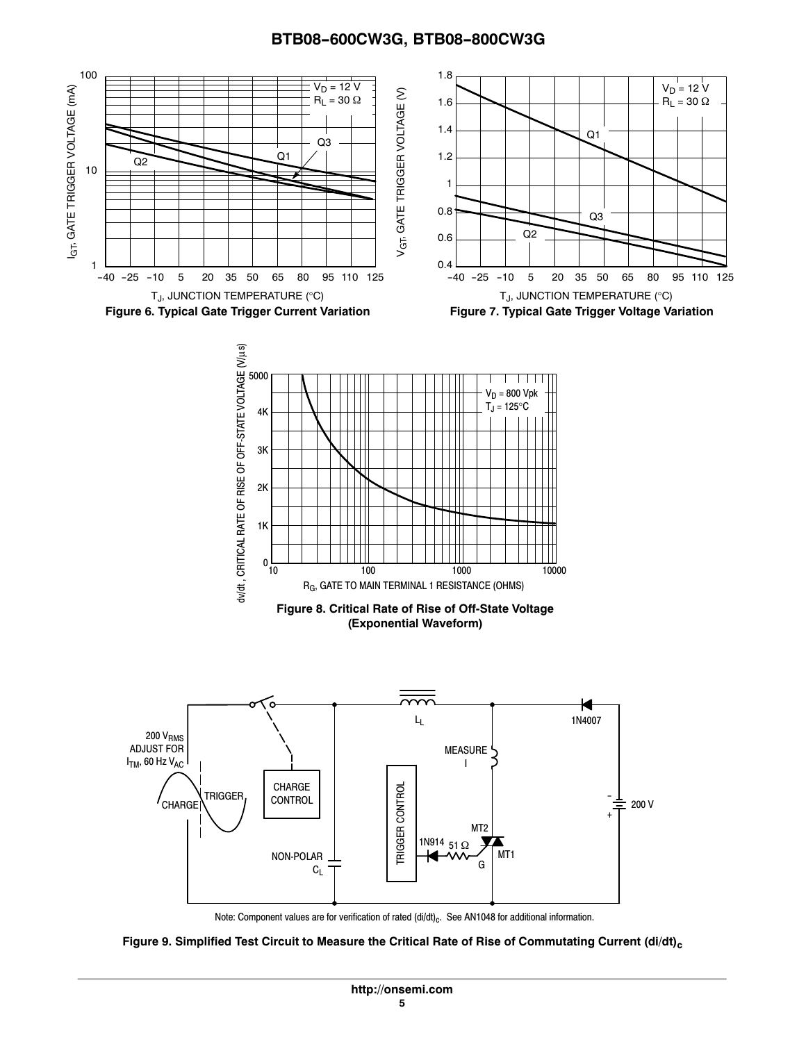Figure 6. Typical Gate Trigger Current Variation

Figure 7. Typical Gate Trigger Voltage Variation

Figure 8. Critical Rate of Rise of Off-State Voltage (Exponential Waveform)

Note: Component values are for verification of rated $(di/dt)_c$. See AN1048 for additional information.

Figure 9. Simplified Test Circuit to Measure the Critical Rate of Rise of Commutating Current $(di/dt)_c$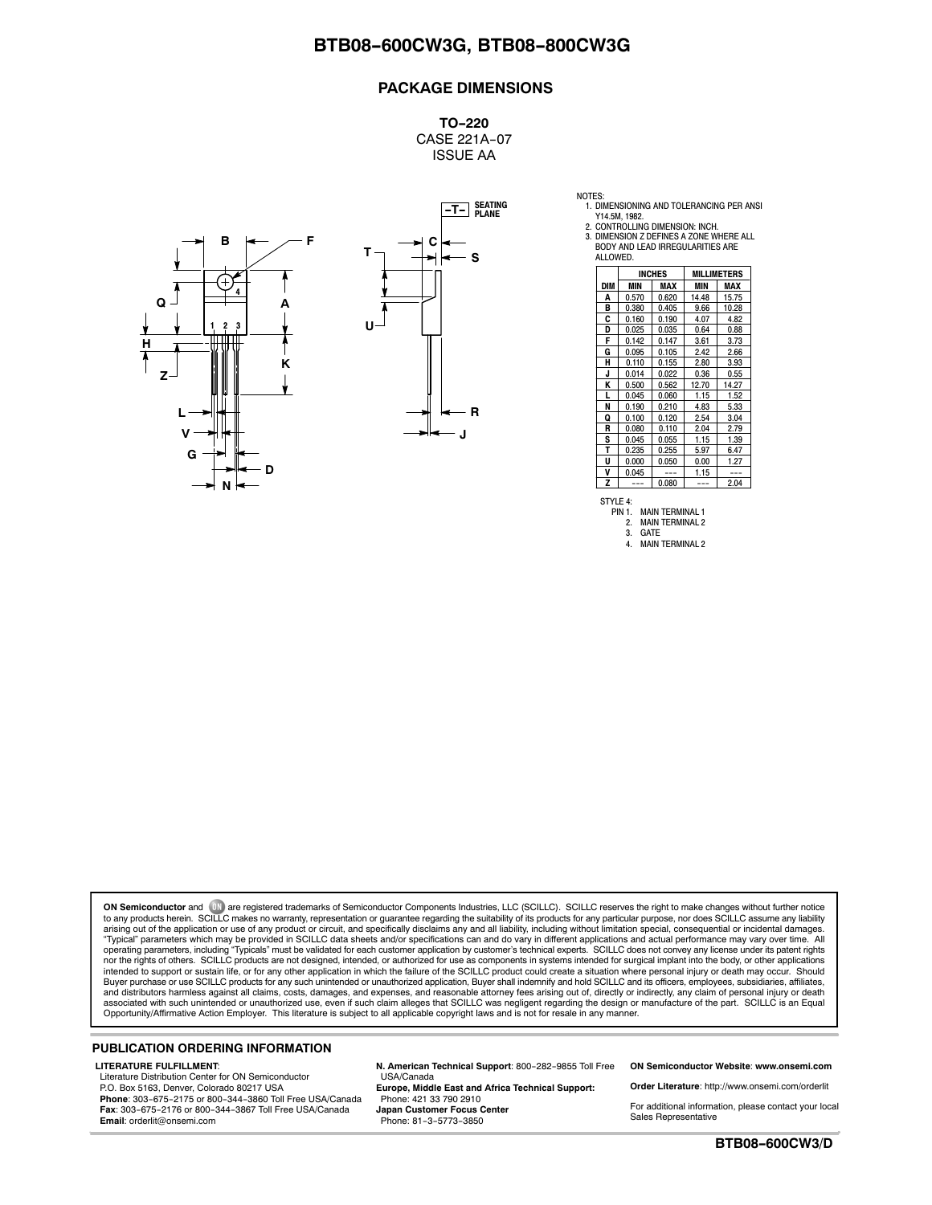## PACKAGE DIMENSIONS

**TO−220**
CASE 221A−07
ISSUE AA

B
F
Q
A
H
Z
K
L
V
G
D
N
4
1 2 3
−T− SEATING PLANE
C
T
S
U
R
J

NOTES:
1. DIMENSIONING AND TOLERANCING PER ANSI Y14.5M, 1982.
2. CONTROLLING DIMENSION: INCH.
3. DIMENSION Z DEFINES A ZONE WHERE ALL BODY AND LEAD IRREGULARITIES ARE ALLOWED.

| | INCHES | | MILLIMETERS | |
|---|---|---|---|---|
| DIM | MIN | MAX | MIN | MAX |
| A | 0.570 | 0.620 | 14.48 | 15.75 |
| B | 0.380 | 0.405 | 9.66 | 10.28 |
| C | 0.160 | 0.190 | 4.07 | 4.82 |
| D | 0.025 | 0.035 | 0.64 | 0.88 |
| F | 0.142 | 0.147 | 3.61 | 3.73 |
| G | 0.095 | 0.105 | 2.42 | 2.66 |
| H | 0.110 | 0.155 | 2.80 | 3.93 |
| J | 0.014 | 0.022 | 0.36 | 0.55 |
| K | 0.500 | 0.562 | 12.70 | 14.27 |
| L | 0.045 | 0.060 | 1.15 | 1.52 |
| N | 0.190 | 0.210 | 4.83 | 5.33 |
| Q | 0.100 | 0.120 | 2.54 | 3.04 |
| R | 0.080 | 0.110 | 2.04 | 2.79 |
| S | 0.045 | 0.055 | 1.15 | 1.39 |
| T | 0.235 | 0.255 | 5.97 | 6.47 |
| U | 0.000 | 0.050 | 0.00 | 1.27 |
| V | 0.045 | --- | 1.15 | --- |
| Z | --- | 0.080 | --- | 2.04 |

STYLE 4:
PIN 1. MAIN TERMINAL 1
2. MAIN TERMINAL 2
3. GATE
4. MAIN TERMINAL 2

**ON Semiconductor** and ON are registered trademarks of Semiconductor Components Industries, LLC (SCILLC). SCILLC reserves the right to make changes without further notice to any products herein. SCILLC makes no warranty, representation or guarantee regarding the suitability of its products for any particular purpose, nor does SCILLC assume any liability arising out of the application or use of any product or circuit, and specifically disclaims any and all liability, including without limitation special, consequential or incidental damages. "Typical" parameters which may be provided in SCILLC data sheets and/or specifications can and do vary in different applications and actual performance may vary over time. All operating parameters, including "Typicals" must be validated for each customer application by customer's technical experts. SCILLC does not convey any license under its patent rights nor the rights of others. SCILLC products are not designed, intended, or authorized for use as components in systems intended for surgical implant into the body, or other applications intended to support or sustain life, or for any other application in which the failure of the SCILLC product could create a situation where personal injury or death may occur. Should Buyer purchase or use SCILLC products for any such unintended or unauthorized application, Buyer shall indemnify and hold SCILLC and its officers, employees, subsidiaries, affiliates, and distributors harmless against all claims, costs, damages, and expenses, and reasonable attorney fees arising out of, directly or indirectly, any claim of personal injury or death associated with such unintended or unauthorized use, even if such claim alleges that SCILLC was negligent regarding the design or manufacture of the part. SCILLC is an Equal Opportunity/Affirmative Action Employer. This literature is subject to all applicable copyright laws and is not for resale in any manner.

### PUBLICATION ORDERING INFORMATION

**LITERATURE FULFILLMENT**:
Literature Distribution Center for ON Semiconductor
P.O. Box 5163, Denver, Colorado 80217 USA
**Phone**: 303−675−2175 or 800−344−3860 Toll Free USA/Canada
**Fax**: 303−675−2176 or 800−344−3867 Toll Free USA/Canada
**Email**: orderlit@onsemi.com

**N. American Technical Support**: 800−282−9855 Toll Free USA/Canada
**Europe, Middle East and Africa Technical Support:**
Phone: 421 33 790 2910
**Japan Customer Focus Center**
Phone: 81−3−5773−3850

**ON Semiconductor Website**: **www.onsemi.com**

**Order Literature**: http://www.onsemi.com/orderlit

For additional information, please contact your local Sales Representative

**BTB08−600CW3/D**